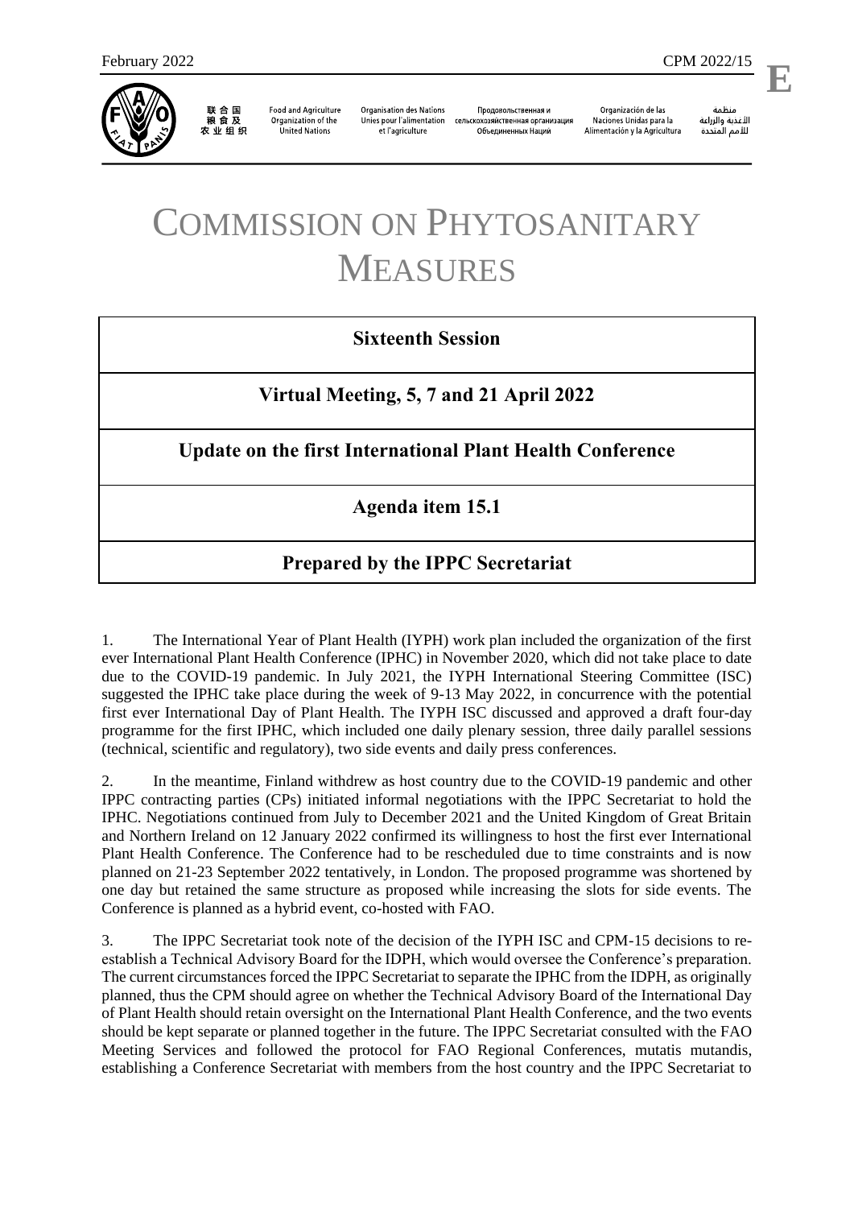February 2022 CPM 2022/15

**E**

联合国粮食及农业组织 | Food and Agriculture Organization of the United Nations | Organisation des Nations Unies pour l'alimentation et l'agriculture | Продовольственная и сельскохозяйственная организация Объединенных Наций | Organización de las Naciones Unidas para la Alimentación y la Agricultura | منظمة الأغذية والزراعة للأمم المتحدة

# COMMISSION ON PHYTOSANITARY MEASURES

**Sixteenth Session**

**Virtual Meeting, 5, 7 and 21 April 2022**

**Update on the first International Plant Health Conference**

**Agenda item 15.1**

**Prepared by the IPPC Secretariat**

1. The International Year of Plant Health (IYPH) work plan included the organization of the first ever International Plant Health Conference (IPHC) in November 2020, which did not take place to date due to the COVID-19 pandemic. In July 2021, the IYPH International Steering Committee (ISC) suggested the IPHC take place during the week of 9-13 May 2022, in concurrence with the potential first ever International Day of Plant Health. The IYPH ISC discussed and approved a draft four-day programme for the first IPHC, which included one daily plenary session, three daily parallel sessions (technical, scientific and regulatory), two side events and daily press conferences.

2. In the meantime, Finland withdrew as host country due to the COVID-19 pandemic and other IPPC contracting parties (CPs) initiated informal negotiations with the IPPC Secretariat to hold the IPHC. Negotiations continued from July to December 2021 and the United Kingdom of Great Britain and Northern Ireland on 12 January 2022 confirmed its willingness to host the first ever International Plant Health Conference. The Conference had to be rescheduled due to time constraints and is now planned on 21-23 September 2022 tentatively, in London. The proposed programme was shortened by one day but retained the same structure as proposed while increasing the slots for side events. The Conference is planned as a hybrid event, co-hosted with FAO.

3. The IPPC Secretariat took note of the decision of the IYPH ISC and CPM-15 decisions to re-establish a Technical Advisory Board for the IDPH, which would oversee the Conference's preparation. The current circumstances forced the IPPC Secretariat to separate the IPHC from the IDPH, as originally planned, thus the CPM should agree on whether the Technical Advisory Board of the International Day of Plant Health should retain oversight on the International Plant Health Conference, and the two events should be kept separate or planned together in the future. The IPPC Secretariat consulted with the FAO Meeting Services and followed the protocol for FAO Regional Conferences, mutatis mutandis, establishing a Conference Secretariat with members from the host country and the IPPC Secretariat to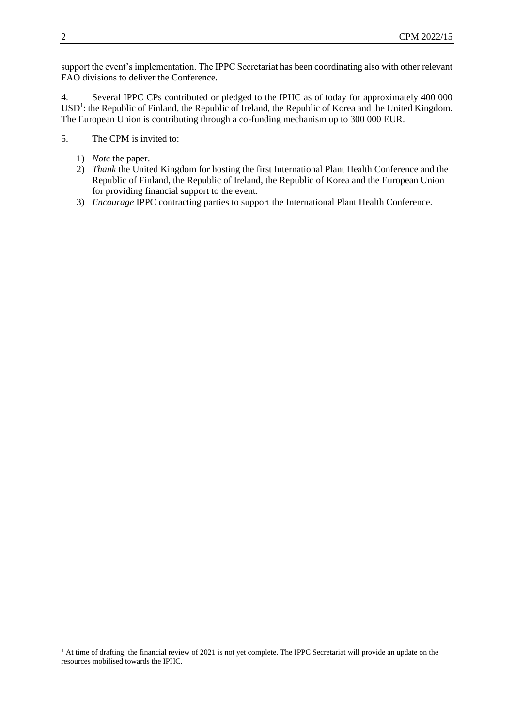support the event's implementation. The IPPC Secretariat has been coordinating also with other relevant FAO divisions to deliver the Conference.

4. Several IPPC CPs contributed or pledged to the IPHC as of today for approximately 400 000 USD[1]: the Republic of Finland, the Republic of Ireland, the Republic of Korea and the United Kingdom. The European Union is contributing through a co-funding mechanism up to 300 000 EUR.

5. The CPM is invited to:

1) *Note* the paper.
2) *Thank* the United Kingdom for hosting the first International Plant Health Conference and the Republic of Finland, the Republic of Ireland, the Republic of Korea and the European Union for providing financial support to the event.
3) *Encourage* IPPC contracting parties to support the International Plant Health Conference.

---

[1] At time of drafting, the financial review of 2021 is not yet complete. The IPPC Secretariat will provide an update on the resources mobilised towards the IPHC.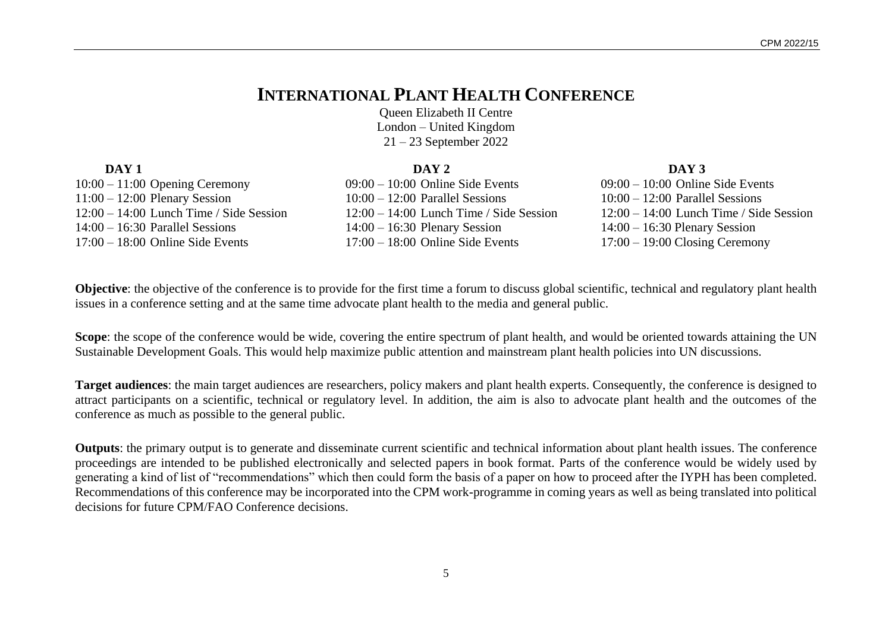# INTERNATIONAL PLANT HEALTH CONFERENCE

Queen Elizabeth II Centre
London – United Kingdom
21 – 23 September 2022

| DAY 1 | DAY 2 | DAY 3 |
|---|---|---|
| 10:00 – 11:00 Opening Ceremony | 09:00 – 10:00 Online Side Events | 09:00 – 10:00 Online Side Events |
| 11:00 – 12:00 Plenary Session | 10:00 – 12:00 Parallel Sessions | 10:00 – 12:00 Parallel Sessions |
| 12:00 – 14:00 Lunch Time / Side Session | 12:00 – 14:00 Lunch Time / Side Session | 12:00 – 14:00 Lunch Time / Side Session |
| 14:00 – 16:30 Parallel Sessions | 14:00 – 16:30 Plenary Session | 14:00 – 16:30 Plenary Session |
| 17:00 – 18:00 Online Side Events | 17:00 – 18:00 Online Side Events | 17:00 – 19:00 Closing Ceremony |

**Objective**: the objective of the conference is to provide for the first time a forum to discuss global scientific, technical and regulatory plant health issues in a conference setting and at the same time advocate plant health to the media and general public.

**Scope**: the scope of the conference would be wide, covering the entire spectrum of plant health, and would be oriented towards attaining the UN Sustainable Development Goals. This would help maximize public attention and mainstream plant health policies into UN discussions.

**Target audiences**: the main target audiences are researchers, policy makers and plant health experts. Consequently, the conference is designed to attract participants on a scientific, technical or regulatory level. In addition, the aim is also to advocate plant health and the outcomes of the conference as much as possible to the general public.

**Outputs**: the primary output is to generate and disseminate current scientific and technical information about plant health issues. The conference proceedings are intended to be published electronically and selected papers in book format. Parts of the conference would be widely used by generating a kind of list of "recommendations" which then could form the basis of a paper on how to proceed after the IYPH has been completed. Recommendations of this conference may be incorporated into the CPM work-programme in coming years as well as being translated into political decisions for future CPM/FAO Conference decisions.